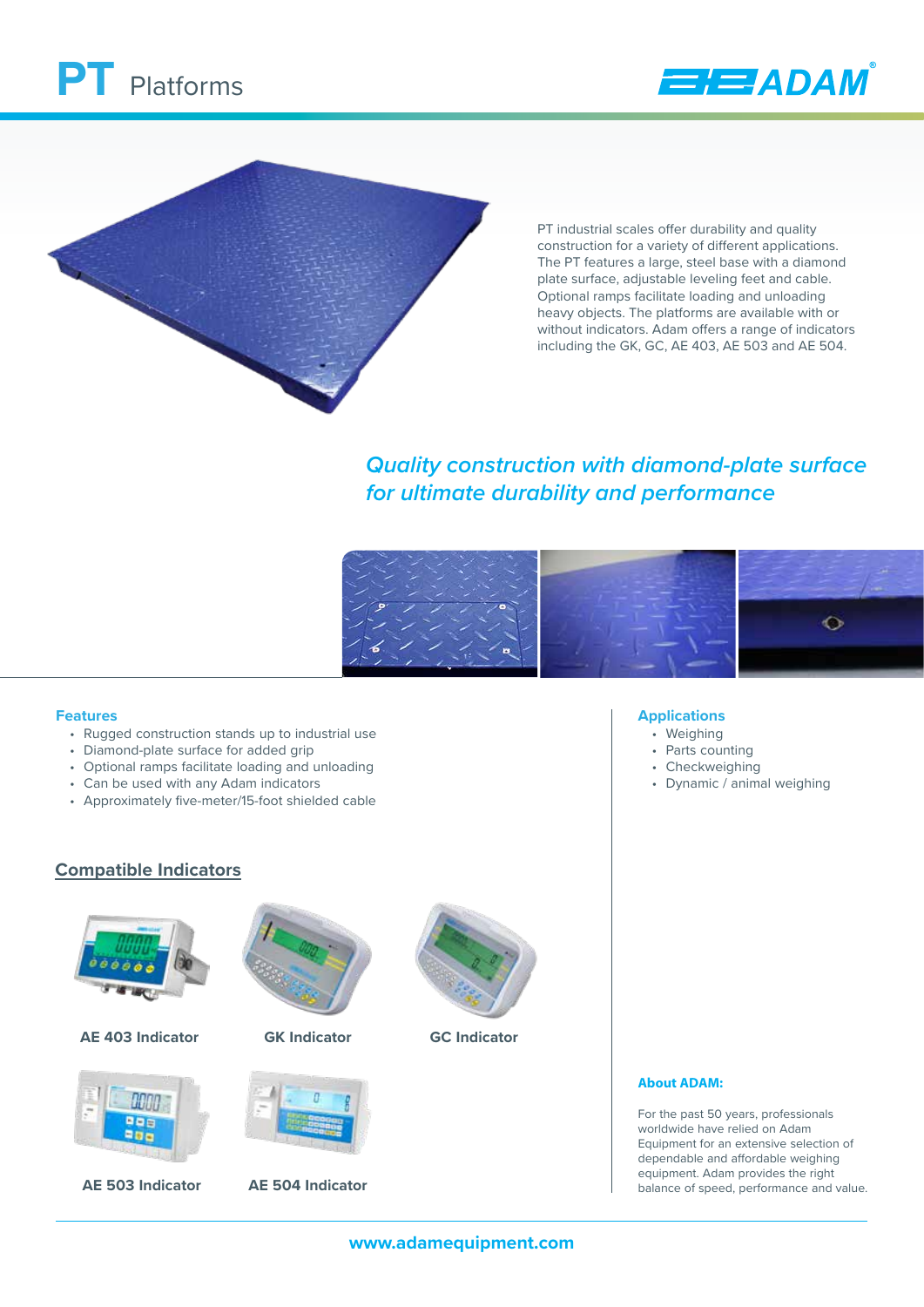# PT Platforms

ADAM

PT industrial scales offer durability and quality construction for a variety of different applications. The PT features a large, steel base with a diamond plate surface, adjustable leveling feet and cable. Optional ramps facilitate loading and unloading heavy objects. The platforms are available with or without indicators. Adam offers a range of indicators including the GK, GC, AE 403, AE 503 and AE 504.

*Quality construction with diamond-plate surface for ultimate durability and performance*

### Features

- Rugged construction stands up to industrial use
- Diamond-plate surface for added grip
- Optional ramps facilitate loading and unloading
- Can be used with any Adam indicators
- Approximately five-meter/15-foot shielded cable

### Applications

- Weighing
- Parts counting
- Checkweighing
- Dynamic / animal weighing

## Compatible Indicators

**AE 403 Indicator**

**GK Indicator**

**GC Indicator**

**AE 503 Indicator**

**AE 504 Indicator**

### About ADAM:

For the past 50 years, professionals worldwide have relied on Adam Equipment for an extensive selection of dependable and affordable weighing equipment. Adam provides the right balance of speed, performance and value.

www.adamequipment.com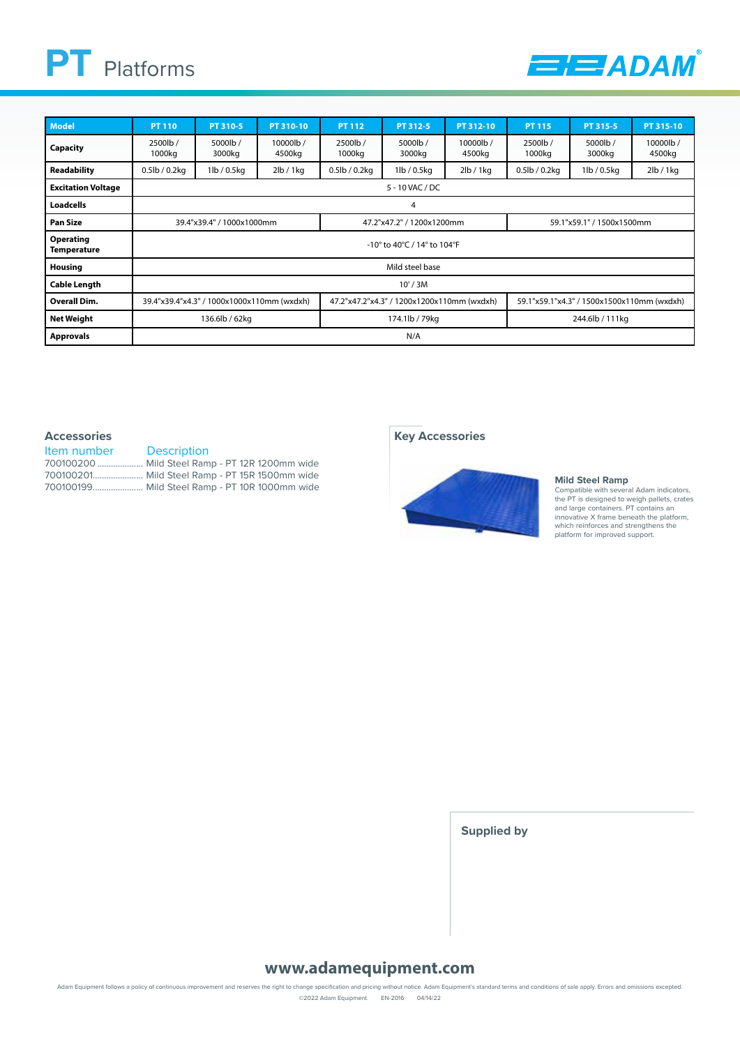# PT Platforms

| Model | PT 110 | PT 310-5 | PT 310-10 | PT 112 | PT 312-5 | PT 312-10 | PT 115 | PT 315-5 | PT 315-10 |
|---|---|---|---|---|---|---|---|---|---|
| Capacity | 2500lb / 1000kg | 5000lb / 3000kg | 10000lb / 4500kg | 2500lb / 1000kg | 5000lb / 3000kg | 10000lb / 4500kg | 2500lb / 1000kg | 5000lb / 3000kg | 10000lb / 4500kg |
| Readability | 0.5lb / 0.2kg | 1lb / 0.5kg | 2lb / 1kg | 0.5lb / 0.2kg | 1lb / 0.5kg | 2lb / 1kg | 0.5lb / 0.2kg | 1lb / 0.5kg | 2lb / 1kg |
| Excitation Voltage | 5 - 10 VAC / DC | | | | | | | | |
| Loadcells | 4 | | | | | | | | |
| Pan Size | 39.4"x39.4" / 1000x1000mm | | | 47.2"x47.2" / 1200x1200mm | | | 59.1"x59.1" / 1500x1500mm | | |
| Operating Temperature | -10° to 40°C / 14° to 104°F | | | | | | | | |
| Housing | Mild steel base | | | | | | | | |
| Cable Length | 10' / 3M | | | | | | | | |
| Overall Dim. | 39.4"x39.4"x4.3" / 1000x1000x110mm (wxdxh) | | | 47.2"x47.2"x4.3" / 1200x1200x110mm (wxdxh) | | | 59.1"x59.1"x4.3" / 1500x1500x110mm (wxdxh) | | |
| Net Weight | 136.6lb / 62kg | | | 174.1lb / 79kg | | | 244.6lb / 111kg | | |
| Approvals | N/A | | | | | | | | |

## Accessories

| Item number | Description |
|---|---|
| 700100200 | Mild Steel Ramp - PT 12R 1200mm wide |
| 700100201 | Mild Steel Ramp - PT 15R 1500mm wide |
| 700100199 | Mild Steel Ramp - PT 10R 1000mm wide |

## Key Accessories

**Mild Steel Ramp**

Compatible with several Adam indicators, the PT is designed to weigh pallets, crates and large containers. PT contains an innovative X frame beneath the platform, which reinforces and strengthens the platform for improved support.

**Supplied by**

**www.adamequipment.com**

Adam Equipment follows a policy of continuous improvement and reserves the right to change specification and pricing without notice. Adam Equipment's standard terms and conditions of sale apply. Errors and omissions excepted.

©2022 Adam Equipment. EN-2016 04/14/22